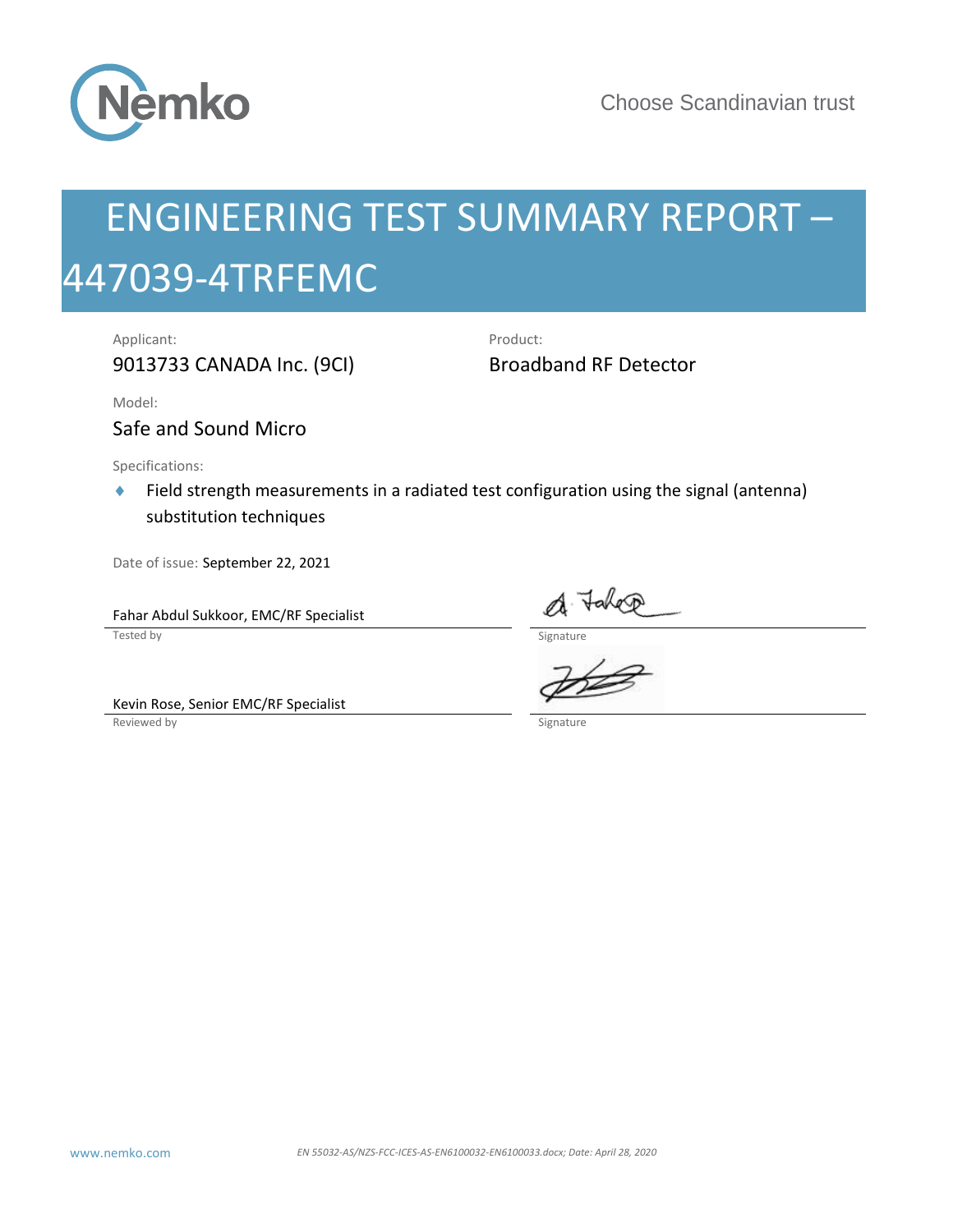Choose Scandinavian trust

# ENGINEERING TEST SUMMARY REPORT – 447039-4TRFEMC

Applicant:

9013733 CANADA Inc. (9CI)

Product:

Broadband RF Detector

Model:

Safe and Sound Micro

Specifications:

- Field strength measurements in a radiated test configuration using the signal (antenna) substitution techniques

Date of issue: September 22, 2021

| | |
|---|---|
| Fahar Abdul Sukkoor, EMC/RF Specialist | |
| Tested by | Signature |
| Kevin Rose, Senior EMC/RF Specialist | |
| Reviewed by | Signature |

www.nemko.com

*EN 55032-AS/NZS-FCC-ICES-AS-EN6100032-EN6100033.docx; Date: April 28, 2020*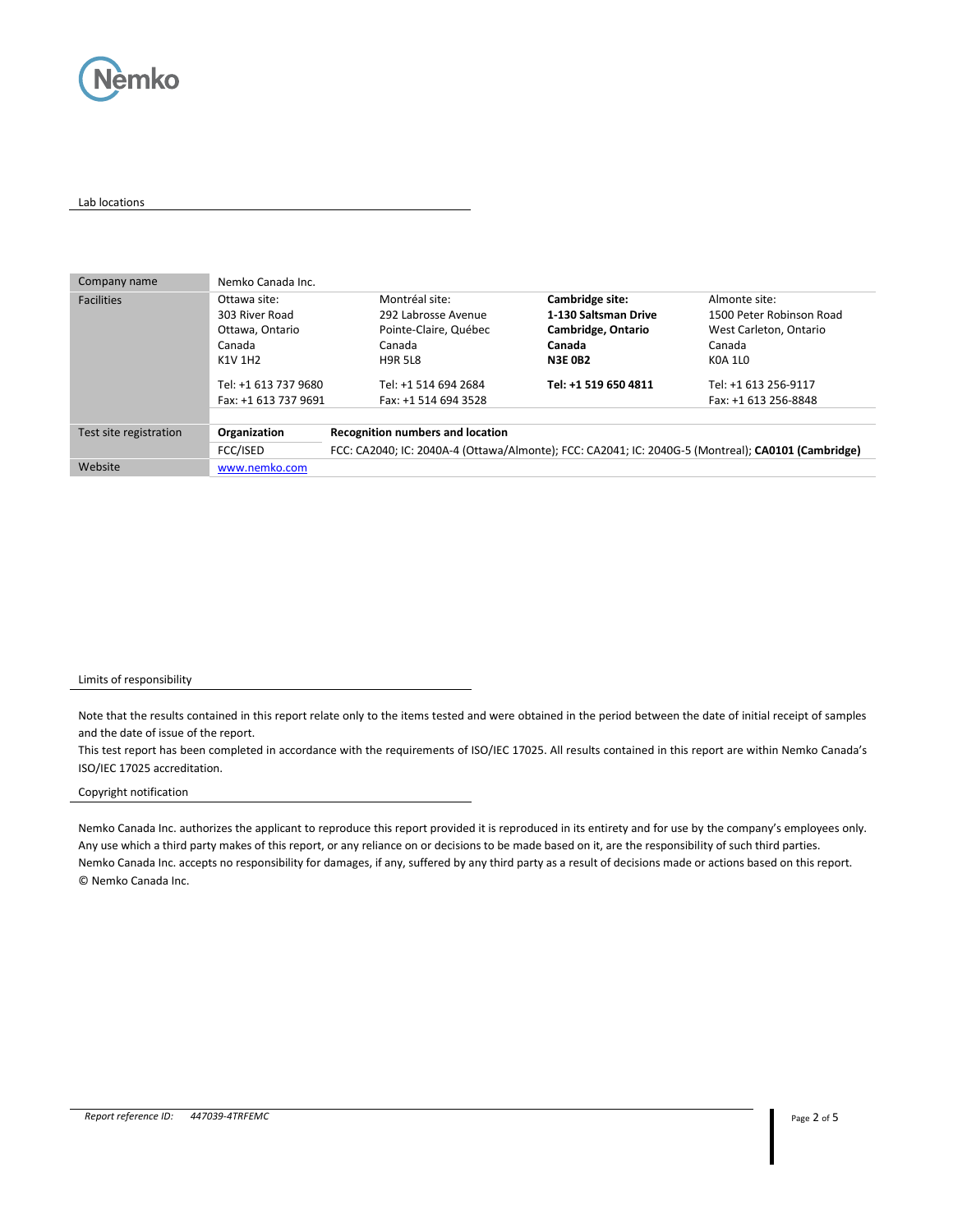## Lab locations

| Company name | Nemko Canada Inc. | | | |
|---|---|---|---|---|
| Facilities | Ottawa site:<br>303 River Road<br>Ottawa, Ontario<br>Canada<br>K1V 1H2<br><br>Tel: +1 613 737 9680<br>Fax: +1 613 737 9691 | Montréal site:<br>292 Labrosse Avenue<br>Pointe-Claire, Québec<br>Canada<br>H9R 5L8<br><br>Tel: +1 514 694 2684<br>Fax: +1 514 694 3528 | **Cambridge site:**<br>**1-130 Saltsman Drive**<br>**Cambridge, Ontario**<br>**Canada**<br>**N3E 0B2**<br><br>**Tel: +1 519 650 4811** | Almonte site:<br>1500 Peter Robinson Road<br>West Carleton, Ontario<br>Canada<br>K0A 1L0<br><br>Tel: +1 613 256-9117<br>Fax: +1 613 256-8848 |
| Test site registration | **Organization** | **Recognition numbers and location** | | |
| | FCC/ISED | FCC: CA2040; IC: 2040A-4 (Ottawa/Almonte); FCC: CA2041; IC: 2040G-5 (Montreal); **CA0101 (Cambridge)** | | |
| Website | www.nemko.com | | | |

## Limits of responsibility

Note that the results contained in this report relate only to the items tested and were obtained in the period between the date of initial receipt of samples and the date of issue of the report.

This test report has been completed in accordance with the requirements of ISO/IEC 17025. All results contained in this report are within Nemko Canada's ISO/IEC 17025 accreditation.

## Copyright notification

Nemko Canada Inc. authorizes the applicant to reproduce this report provided it is reproduced in its entirety and for use by the company's employees only.

Any use which a third party makes of this report, or any reliance on or decisions to be made based on it, are the responsibility of such third parties.

Nemko Canada Inc. accepts no responsibility for damages, if any, suffered by any third party as a result of decisions made or actions based on this report.

© Nemko Canada Inc.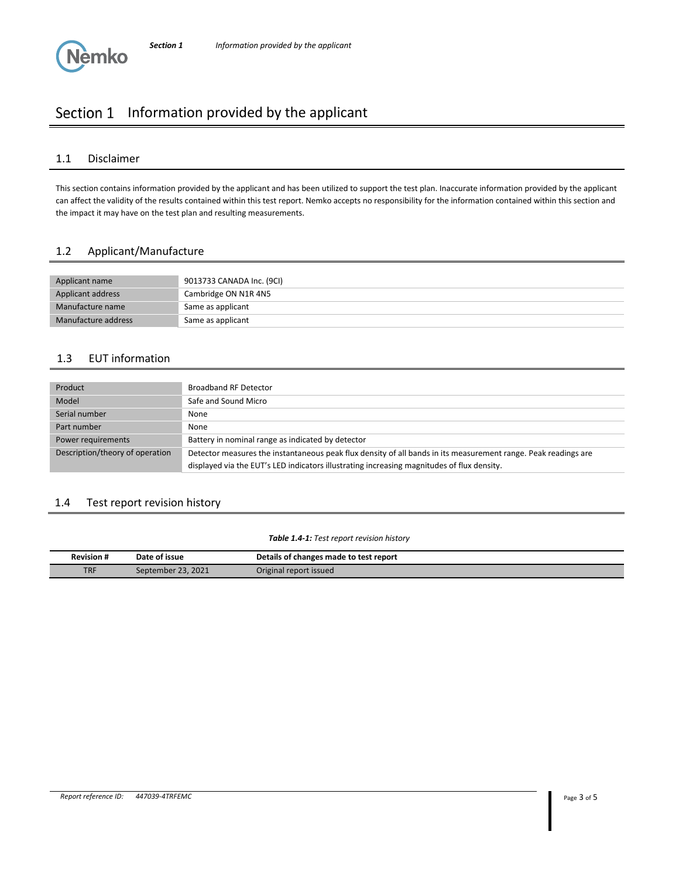# Section 1 Information provided by the applicant

## 1.1 Disclaimer

This section contains information provided by the applicant and has been utilized to support the test plan. Inaccurate information provided by the applicant can affect the validity of the results contained within this test report. Nemko accepts no responsibility for the information contained within this section and the impact it may have on the test plan and resulting measurements.

## 1.2 Applicant/Manufacture

| | |
|---|---|
| Applicant name | 9013733 CANADA Inc. (9CI) |
| Applicant address | Cambridge ON N1R 4N5 |
| Manufacture name | Same as applicant |
| Manufacture address | Same as applicant |

## 1.3 EUT information

| | |
|---|---|
| Product | Broadband RF Detector |
| Model | Safe and Sound Micro |
| Serial number | None |
| Part number | None |
| Power requirements | Battery in nominal range as indicated by detector |
| Description/theory of operation | Detector measures the instantaneous peak flux density of all bands in its measurement range. Peak readings are displayed via the EUT's LED indicators illustrating increasing magnitudes of flux density. |

## 1.4 Test report revision history

***Table 1.4-1:*** *Test report revision history*

| Revision # | Date of issue | Details of changes made to test report |
|---|---|---|
| TRF | September 23, 2021 | Original report issued |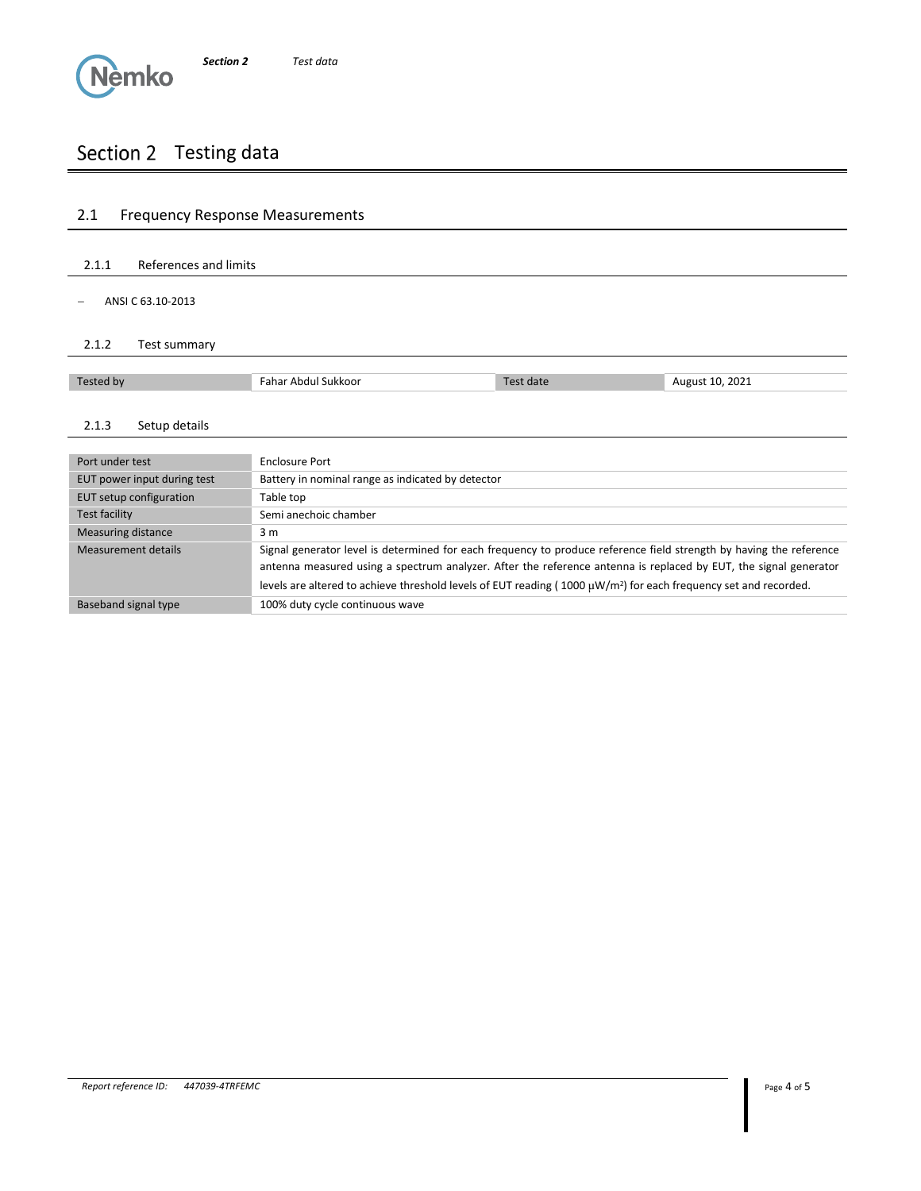# Section 2 Testing data

## 2.1 Frequency Response Measurements

### 2.1.1 References and limits

– ANSI C 63.10-2013

### 2.1.2 Test summary

| Tested by | Fahar Abdul Sukkoor | Test date | August 10, 2021 |
|---|---|---|---|

### 2.1.3 Setup details

| Port under test | Enclosure Port |
|---|---|
| EUT power input during test | Battery in nominal range as indicated by detector |
| EUT setup configuration | Table top |
| Test facility | Semi anechoic chamber |
| Measuring distance | 3 m |
| Measurement details | Signal generator level is determined for each frequency to produce reference field strength by having the reference antenna measured using a spectrum analyzer. After the reference antenna is replaced by EUT, the signal generator levels are altered to achieve threshold levels of EUT reading ( 1000 μW/m²) for each frequency set and recorded. |
| Baseband signal type | 100% duty cycle continuous wave |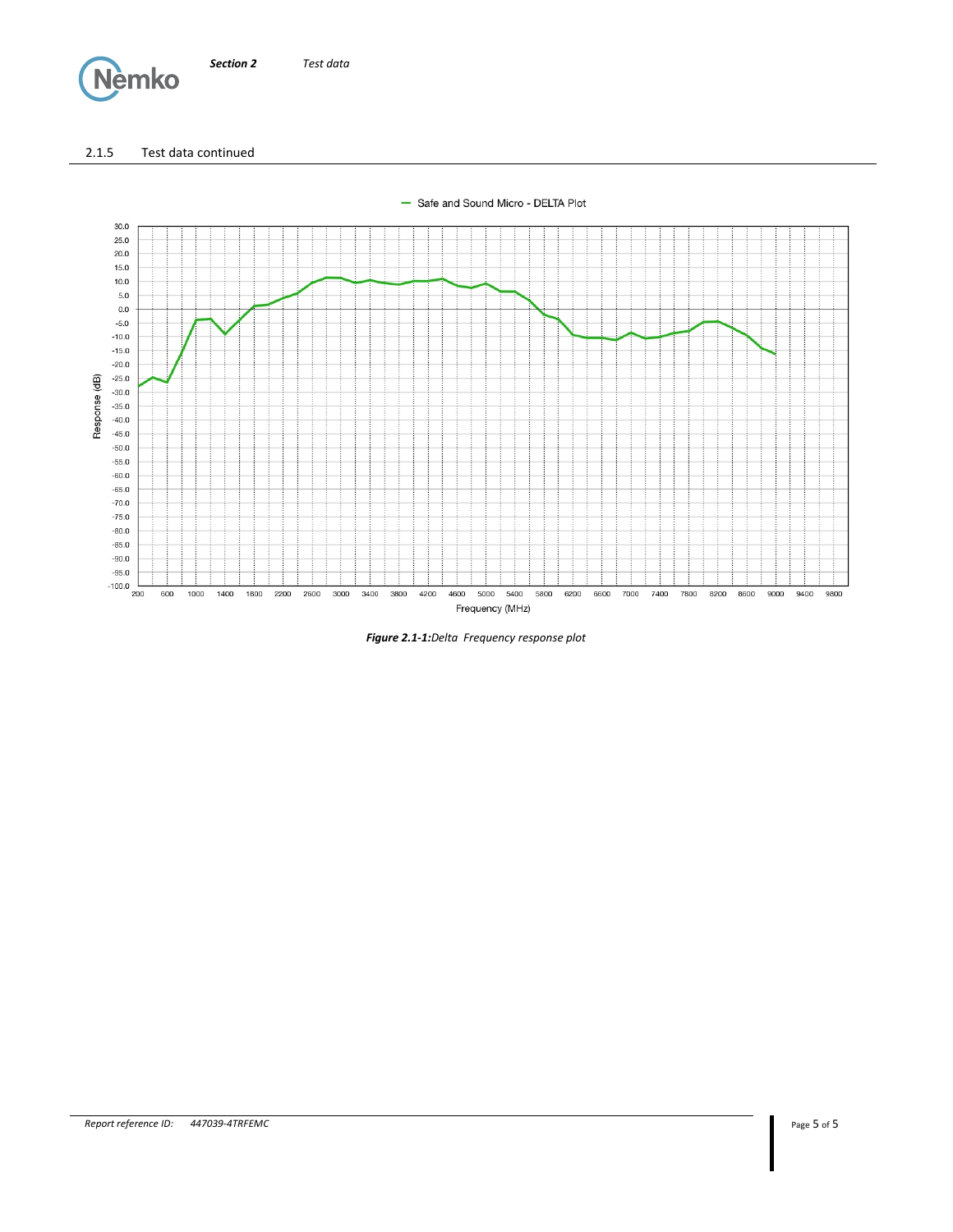## 2.1.5 Test data continued

Safe and Sound Micro - DELTA Plot

Response (dB)

30.0
25.0
20.0
15.0
10.0
5.0
0.0
-5.0
-10.0
-15.0
-20.0
-25.0
-30.0
-35.0
-40.0
-45.0
-50.0
-55.0
-60.0
-65.0
-70.0
-75.0
-80.0
-85.0
-90.0
-95.0
-100.0

200 600 1000 1400 1800 2200 2600 3000 3400 3800 4200 4600 5000 5400 5800 6200 6600 7000 7400 7800 8200 8600 9000 9400 9800

Frequency (MHz)

***Figure 2.1-1:****Delta Frequency response plot*